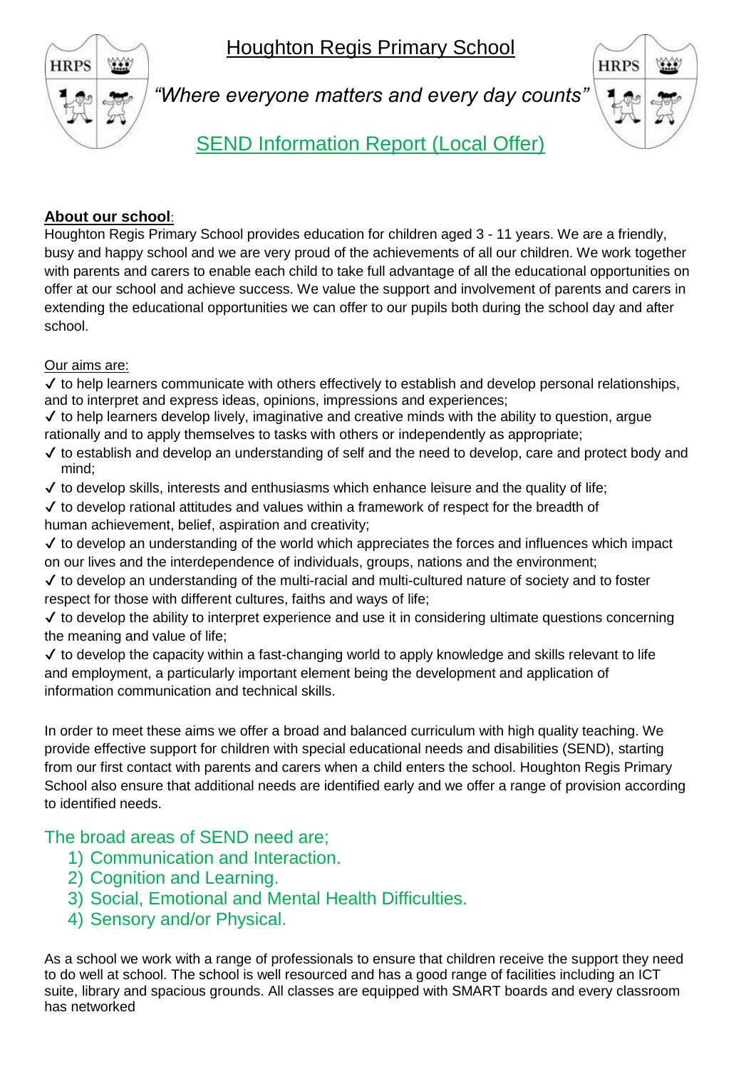# Houghton Regis Primary School

*"Where everyone matters and every day counts"*

## SEND Information Report (Local Offer)

**About our school**:

Houghton Regis Primary School provides education for children aged 3 - 11 years. We are a friendly, busy and happy school and we are very proud of the achievements of all our children. We work together with parents and carers to enable each child to take full advantage of all the educational opportunities on offer at our school and achieve success. We value the support and involvement of parents and carers in extending the educational opportunities we can offer to our pupils both during the school day and after school.

Our aims are:

✓ to help learners communicate with others effectively to establish and develop personal relationships, and to interpret and express ideas, opinions, impressions and experiences;

✓ to help learners develop lively, imaginative and creative minds with the ability to question, argue rationally and to apply themselves to tasks with others or independently as appropriate;

✓ to establish and develop an understanding of self and the need to develop, care and protect body and mind;

✓ to develop skills, interests and enthusiasms which enhance leisure and the quality of life;

✓ to develop rational attitudes and values within a framework of respect for the breadth of human achievement, belief, aspiration and creativity;

✓ to develop an understanding of the world which appreciates the forces and influences which impact on our lives and the interdependence of individuals, groups, nations and the environment;

✓ to develop an understanding of the multi-racial and multi-cultured nature of society and to foster respect for those with different cultures, faiths and ways of life;

✓ to develop the ability to interpret experience and use it in considering ultimate questions concerning the meaning and value of life;

✓ to develop the capacity within a fast-changing world to apply knowledge and skills relevant to life and employment, a particularly important element being the development and application of information communication and technical skills.

In order to meet these aims we offer a broad and balanced curriculum with high quality teaching. We provide effective support for children with special educational needs and disabilities (SEND), starting from our first contact with parents and carers when a child enters the school. Houghton Regis Primary School also ensure that additional needs are identified early and we offer a range of provision according to identified needs.

### The broad areas of SEND need are;

1) Communication and Interaction.
2) Cognition and Learning.
3) Social, Emotional and Mental Health Difficulties.
4) Sensory and/or Physical.

As a school we work with a range of professionals to ensure that children receive the support they need to do well at school. The school is well resourced and has a good range of facilities including an ICT suite, library and spacious grounds. All classes are equipped with SMART boards and every classroom has networked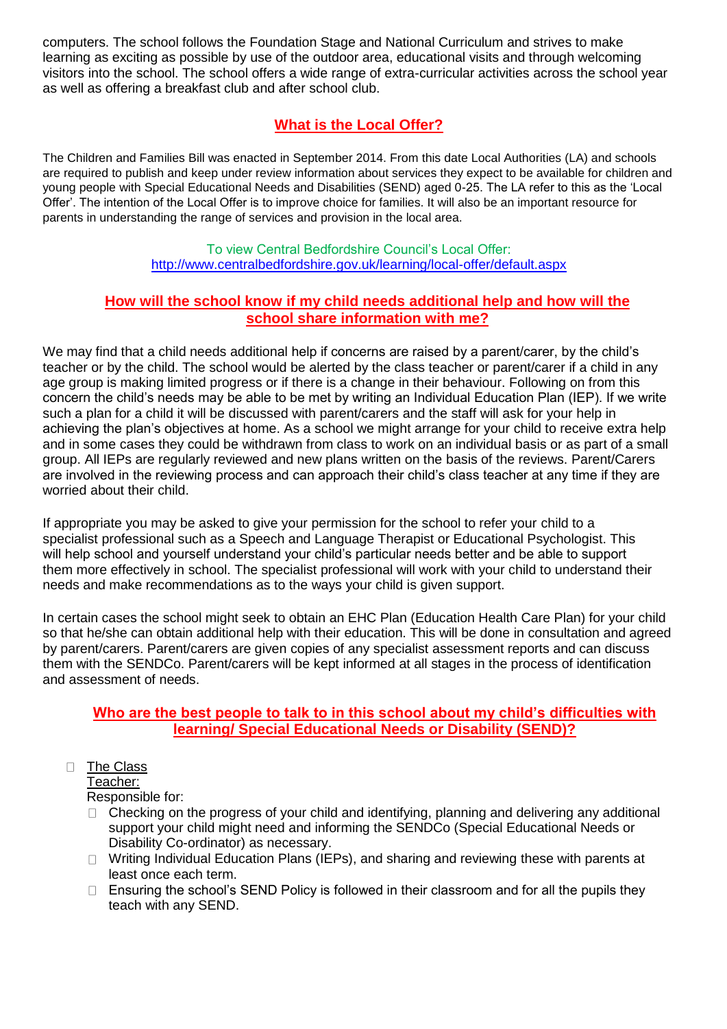computers. The school follows the Foundation Stage and National Curriculum and strives to make learning as exciting as possible by use of the outdoor area, educational visits and through welcoming visitors into the school. The school offers a wide range of extra-curricular activities across the school year as well as offering a breakfast club and after school club.

## What is the Local Offer?

The Children and Families Bill was enacted in September 2014. From this date Local Authorities (LA) and schools are required to publish and keep under review information about services they expect to be available for children and young people with Special Educational Needs and Disabilities (SEND) aged 0-25. The LA refer to this as the 'Local Offer'. The intention of the Local Offer is to improve choice for families. It will also be an important resource for parents in understanding the range of services and provision in the local area.

To view Central Bedfordshire Council's Local Offer:
http://www.centralbedfordshire.gov.uk/learning/local-offer/default.aspx

## How will the school know if my child needs additional help and how will the school share information with me?

We may find that a child needs additional help if concerns are raised by a parent/carer, by the child's teacher or by the child. The school would be alerted by the class teacher or parent/carer if a child in any age group is making limited progress or if there is a change in their behaviour. Following on from this concern the child's needs may be able to be met by writing an Individual Education Plan (IEP). If we write such a plan for a child it will be discussed with parent/carers and the staff will ask for your help in achieving the plan's objectives at home. As a school we might arrange for your child to receive extra help and in some cases they could be withdrawn from class to work on an individual basis or as part of a small group. All IEPs are regularly reviewed and new plans written on the basis of the reviews. Parent/Carers are involved in the reviewing process and can approach their child's class teacher at any time if they are worried about their child.

If appropriate you may be asked to give your permission for the school to refer your child to a specialist professional such as a Speech and Language Therapist or Educational Psychologist. This will help school and yourself understand your child's particular needs better and be able to support them more effectively in school. The specialist professional will work with your child to understand their needs and make recommendations as to the ways your child is given support.

In certain cases the school might seek to obtain an EHC Plan (Education Health Care Plan) for your child so that he/she can obtain additional help with their education. This will be done in consultation and agreed by parent/carers. Parent/carers are given copies of any specialist assessment reports and can discuss them with the SENDCo. Parent/carers will be kept informed at all stages in the process of identification and assessment of needs.

## Who are the best people to talk to in this school about my child's difficulties with learning/ Special Educational Needs or Disability (SEND)?

- The Class Teacher:
  Responsible for:
  - Checking on the progress of your child and identifying, planning and delivering any additional support your child might need and informing the SENDCo (Special Educational Needs or Disability Co-ordinator) as necessary.
  - Writing Individual Education Plans (IEPs), and sharing and reviewing these with parents at least once each term.
  - Ensuring the school's SEND Policy is followed in their classroom and for all the pupils they teach with any SEND.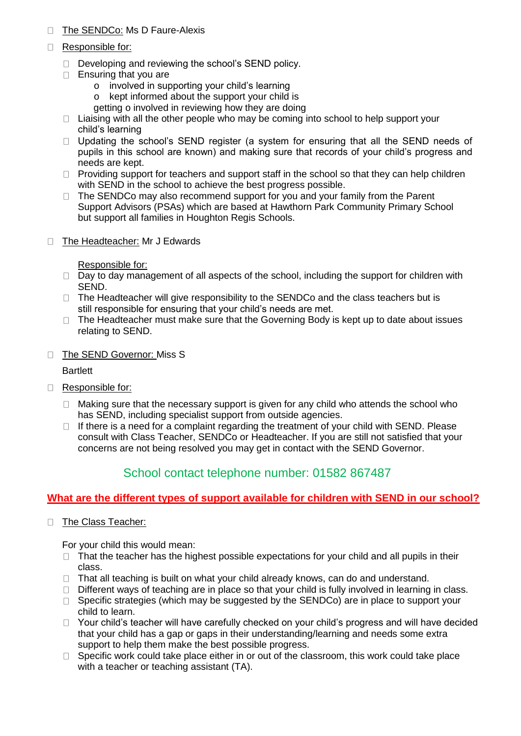- The SENDCo: Ms D Faure-Alexis
- Responsible for:
  - Developing and reviewing the school's SEND policy.
  - Ensuring that you are
    - involved in supporting your child's learning
    - kept informed about the support your child is getting
    - involved in reviewing how they are doing
  - Liaising with all the other people who may be coming into school to help support your child's learning
  - Updating the school's SEND register (a system for ensuring that all the SEND needs of pupils in this school are known) and making sure that records of your child's progress and needs are kept.
  - Providing support for teachers and support staff in the school so that they can help children with SEND in the school to achieve the best progress possible.
  - The SENDCo may also recommend support for you and your family from the Parent Support Advisors (PSAs) which are based at Hawthorn Park Community Primary School but support all families in Houghton Regis Schools.

- The Headteacher: Mr J Edwards

  Responsible for:
  - Day to day management of all aspects of the school, including the support for children with SEND.
  - The Headteacher will give responsibility to the SENDCo and the class teachers but is still responsible for ensuring that your child's needs are met.
  - The Headteacher must make sure that the Governing Body is kept up to date about issues relating to SEND.

- The SEND Governor: Miss S Bartlett
- Responsible for:
  - Making sure that the necessary support is given for any child who attends the school who has SEND, including specialist support from outside agencies.
  - If there is a need for a complaint regarding the treatment of your child with SEND. Please consult with Class Teacher, SENDCo or Headteacher. If you are still not satisfied that your concerns are not being resolved you may get in contact with the SEND Governor.

School contact telephone number: 01582 867487

## What are the different types of support available for children with SEND in our school?

- The Class Teacher:

  For your child this would mean:
  - That the teacher has the highest possible expectations for your child and all pupils in their class.
  - That all teaching is built on what your child already knows, can do and understand.
  - Different ways of teaching are in place so that your child is fully involved in learning in class.
  - Specific strategies (which may be suggested by the SENDCo) are in place to support your child to learn.
  - Your child's teacher will have carefully checked on your child's progress and will have decided that your child has a gap or gaps in their understanding/learning and needs some extra support to help them make the best possible progress.
  - Specific work could take place either in or out of the classroom, this work could take place with a teacher or teaching assistant (TA).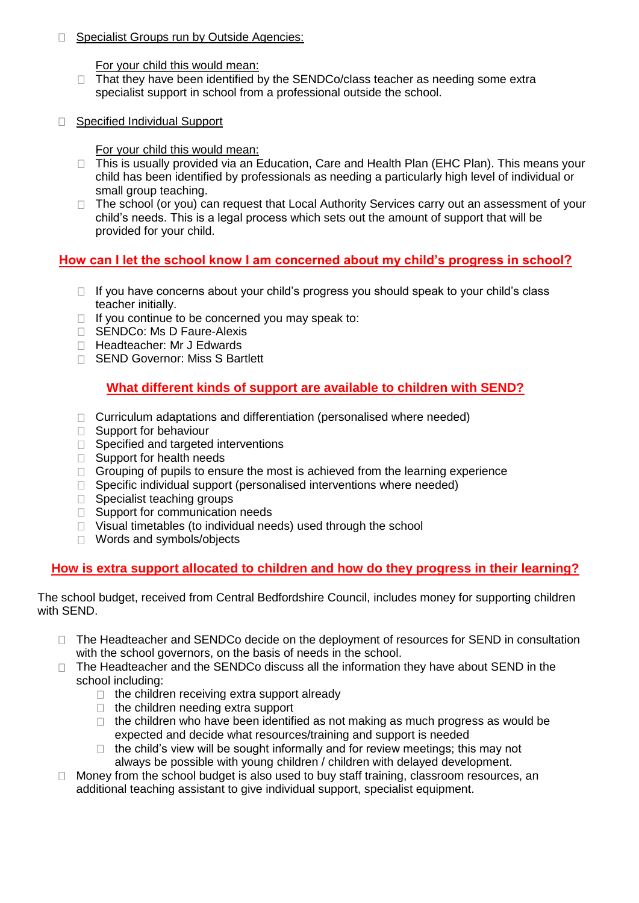- Specialist Groups run by Outside Agencies:

  For your child this would mean:

  - That they have been identified by the SENDCo/class teacher as needing some extra specialist support in school from a professional outside the school.

- Specified Individual Support

  For your child this would mean:

  - This is usually provided via an Education, Care and Health Plan (EHC Plan). This means your child has been identified by professionals as needing a particularly high level of individual or small group teaching.
  - The school (or you) can request that Local Authority Services carry out an assessment of your child's needs. This is a legal process which sets out the amount of support that will be provided for your child.

## How can I let the school know I am concerned about my child's progress in school?

- If you have concerns about your child's progress you should speak to your child's class teacher initially.
- If you continue to be concerned you may speak to:
- SENDCo: Ms D Faure-Alexis
- Headteacher: Mr J Edwards
- SEND Governor: Miss S Bartlett

## What different kinds of support are available to children with SEND?

- Curriculum adaptations and differentiation (personalised where needed)
- Support for behaviour
- Specified and targeted interventions
- Support for health needs
- Grouping of pupils to ensure the most is achieved from the learning experience
- Specific individual support (personalised interventions where needed)
- Specialist teaching groups
- Support for communication needs
- Visual timetables (to individual needs) used through the school
- Words and symbols/objects

## How is extra support allocated to children and how do they progress in their learning?

The school budget, received from Central Bedfordshire Council, includes money for supporting children with SEND.

- The Headteacher and SENDCo decide on the deployment of resources for SEND in consultation with the school governors, on the basis of needs in the school.
- The Headteacher and the SENDCo discuss all the information they have about SEND in the school including:
  - the children receiving extra support already
  - the children needing extra support
  - the children who have been identified as not making as much progress as would be expected and decide what resources/training and support is needed
  - the child's view will be sought informally and for review meetings; this may not always be possible with young children / children with delayed development.
- Money from the school budget is also used to buy staff training, classroom resources, an additional teaching assistant to give individual support, specialist equipment.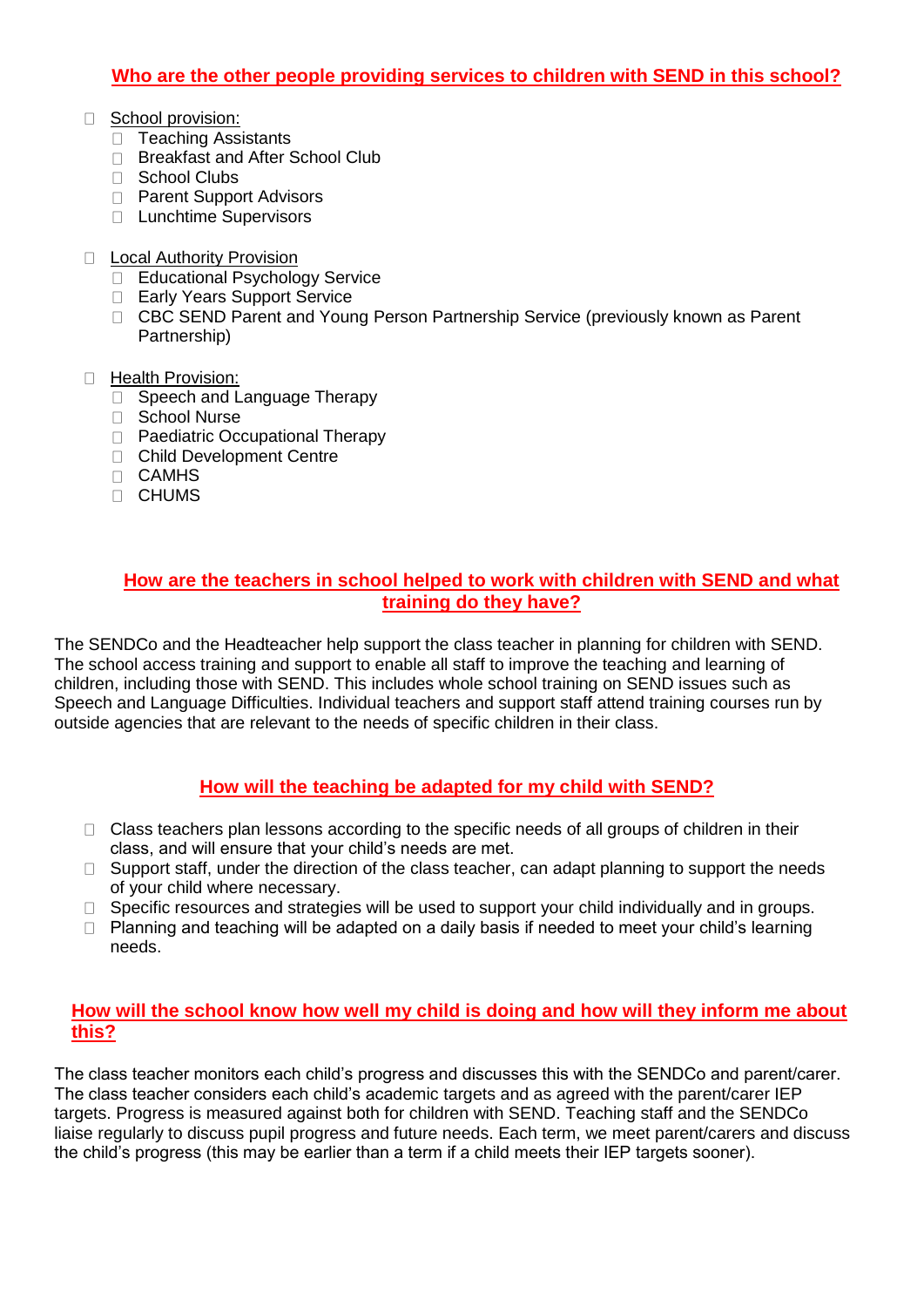## Who are the other people providing services to children with SEND in this school?

- School provision:
  - Teaching Assistants
  - Breakfast and After School Club
  - School Clubs
  - Parent Support Advisors
  - Lunchtime Supervisors

- Local Authority Provision
  - Educational Psychology Service
  - Early Years Support Service
  - CBC SEND Parent and Young Person Partnership Service (previously known as Parent Partnership)

- Health Provision:
  - Speech and Language Therapy
  - School Nurse
  - Paediatric Occupational Therapy
  - Child Development Centre
  - CAMHS
  - CHUMS

## How are the teachers in school helped to work with children with SEND and what training do they have?

The SENDCo and the Headteacher help support the class teacher in planning for children with SEND. The school access training and support to enable all staff to improve the teaching and learning of children, including those with SEND. This includes whole school training on SEND issues such as Speech and Language Difficulties. Individual teachers and support staff attend training courses run by outside agencies that are relevant to the needs of specific children in their class.

## How will the teaching be adapted for my child with SEND?

- Class teachers plan lessons according to the specific needs of all groups of children in their class, and will ensure that your child's needs are met.
- Support staff, under the direction of the class teacher, can adapt planning to support the needs of your child where necessary.
- Specific resources and strategies will be used to support your child individually and in groups.
- Planning and teaching will be adapted on a daily basis if needed to meet your child's learning needs.

## How will the school know how well my child is doing and how will they inform me about this?

The class teacher monitors each child's progress and discusses this with the SENDCo and parent/carer. The class teacher considers each child's academic targets and as agreed with the parent/carer IEP targets. Progress is measured against both for children with SEND. Teaching staff and the SENDCo liaise regularly to discuss pupil progress and future needs. Each term, we meet parent/carers and discuss the child's progress (this may be earlier than a term if a child meets their IEP targets sooner).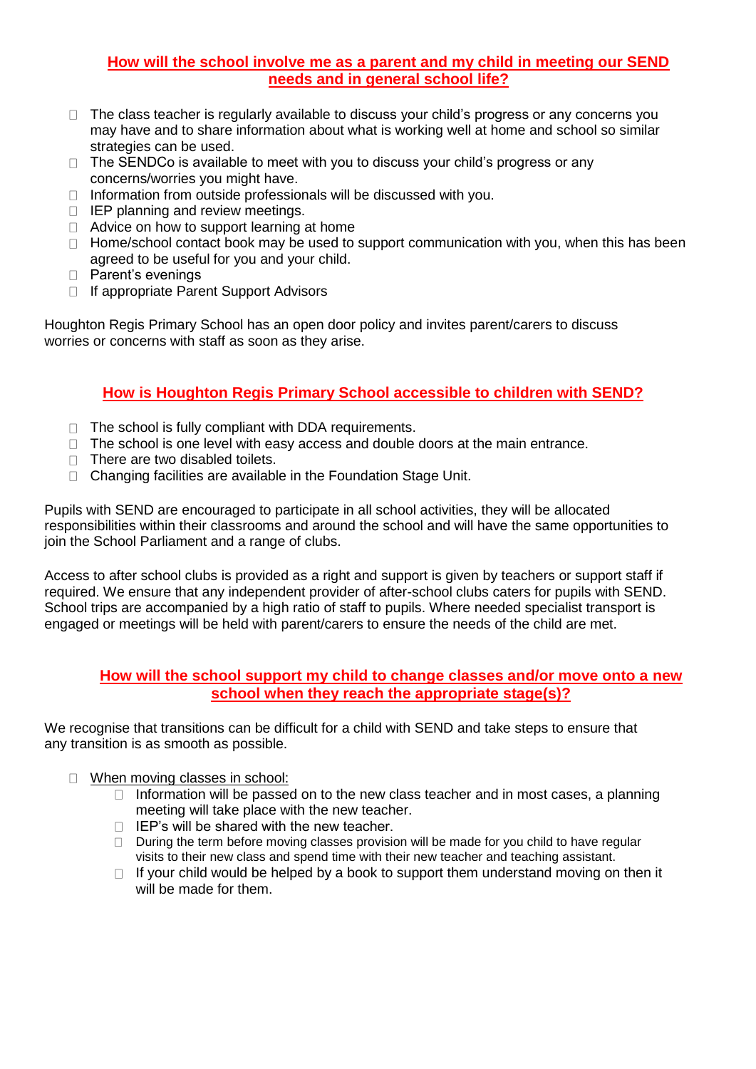## How will the school involve me as a parent and my child in meeting our SEND needs and in general school life?

- The class teacher is regularly available to discuss your child's progress or any concerns you may have and to share information about what is working well at home and school so similar strategies can be used.
- The SENDCo is available to meet with you to discuss your child's progress or any concerns/worries you might have.
- Information from outside professionals will be discussed with you.
- IEP planning and review meetings.
- Advice on how to support learning at home
- Home/school contact book may be used to support communication with you, when this has been agreed to be useful for you and your child.
- Parent's evenings
- If appropriate Parent Support Advisors

Houghton Regis Primary School has an open door policy and invites parent/carers to discuss worries or concerns with staff as soon as they arise.

## How is Houghton Regis Primary School accessible to children with SEND?

- The school is fully compliant with DDA requirements.
- The school is one level with easy access and double doors at the main entrance.
- There are two disabled toilets.
- Changing facilities are available in the Foundation Stage Unit.

Pupils with SEND are encouraged to participate in all school activities, they will be allocated responsibilities within their classrooms and around the school and will have the same opportunities to join the School Parliament and a range of clubs.

Access to after school clubs is provided as a right and support is given by teachers or support staff if required. We ensure that any independent provider of after-school clubs caters for pupils with SEND. School trips are accompanied by a high ratio of staff to pupils. Where needed specialist transport is engaged or meetings will be held with parent/carers to ensure the needs of the child are met.

## How will the school support my child to change classes and/or move onto a new school when they reach the appropriate stage(s)?

We recognise that transitions can be difficult for a child with SEND and take steps to ensure that any transition is as smooth as possible.

- When moving classes in school:
  - Information will be passed on to the new class teacher and in most cases, a planning meeting will take place with the new teacher.
  - IEP's will be shared with the new teacher.
  - During the term before moving classes provision will be made for you child to have regular visits to their new class and spend time with their new teacher and teaching assistant.
  - If your child would be helped by a book to support them understand moving on then it will be made for them.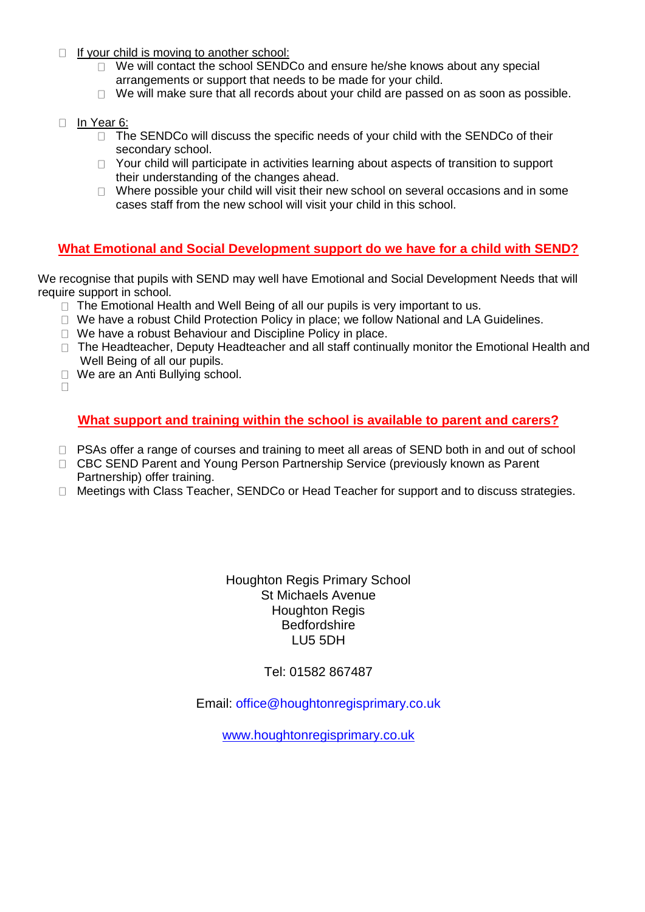- If your child is moving to another school:
  - We will contact the school SENDCo and ensure he/she knows about any special arrangements or support that needs to be made for your child.
  - We will make sure that all records about your child are passed on as soon as possible.

- In Year 6:
  - The SENDCo will discuss the specific needs of your child with the SENDCo of their secondary school.
  - Your child will participate in activities learning about aspects of transition to support their understanding of the changes ahead.
  - Where possible your child will visit their new school on several occasions and in some cases staff from the new school will visit your child in this school.

## What Emotional and Social Development support do we have for a child with SEND?

We recognise that pupils with SEND may well have Emotional and Social Development Needs that will require support in school.

- The Emotional Health and Well Being of all our pupils is very important to us.
- We have a robust Child Protection Policy in place; we follow National and LA Guidelines.
- We have a robust Behaviour and Discipline Policy in place.
- The Headteacher, Deputy Headteacher and all staff continually monitor the Emotional Health and Well Being of all our pupils.
- We are an Anti Bullying school.

## What support and training within the school is available to parent and carers?

- PSAs offer a range of courses and training to meet all areas of SEND both in and out of school
- CBC SEND Parent and Young Person Partnership Service (previously known as Parent Partnership) offer training.
- Meetings with Class Teacher, SENDCo or Head Teacher for support and to discuss strategies.

Houghton Regis Primary School
St Michaels Avenue
Houghton Regis
Bedfordshire
LU5 5DH

Tel: 01582 867487

Email: office@houghtonregisprimary.co.uk

www.houghtonregisprimary.co.uk